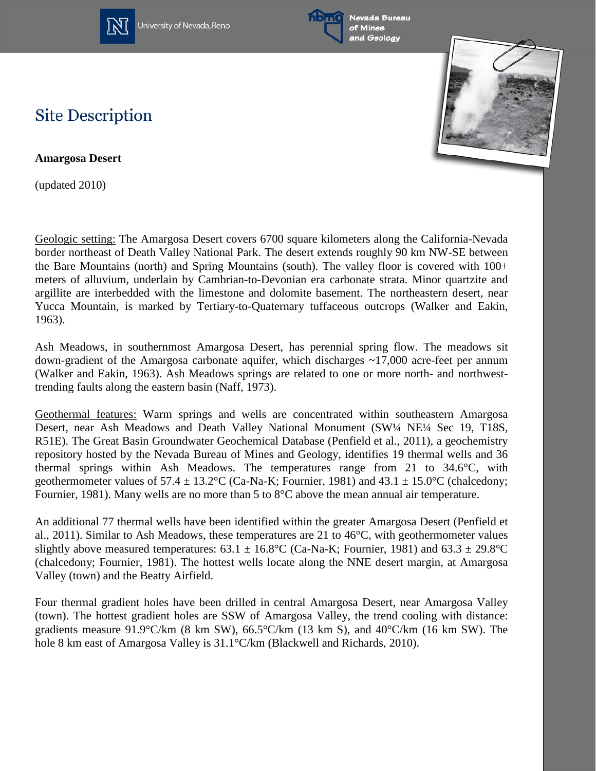# Site Description

**Amargosa Desert**

(updated 2010)

Geologic setting: The Amargosa Desert covers 6700 square kilometers along the California-Nevada border northeast of Death Valley National Park. The desert extends roughly 90 km NW-SE between the Bare Mountains (north) and Spring Mountains (south). The valley floor is covered with 100+ meters of alluvium, underlain by Cambrian-to-Devonian era carbonate strata. Minor quartzite and argillite are interbedded with the limestone and dolomite basement. The northeastern desert, near Yucca Mountain, is marked by Tertiary-to-Quaternary tuffaceous outcrops (Walker and Eakin, 1963).

Ash Meadows, in southernmost Amargosa Desert, has perennial spring flow. The meadows sit down-gradient of the Amargosa carbonate aquifer, which discharges ~17,000 acre-feet per annum (Walker and Eakin, 1963). Ash Meadows springs are related to one or more north- and northwest-trending faults along the eastern basin (Naff, 1973).

Geothermal features: Warm springs and wells are concentrated within southeastern Amargosa Desert, near Ash Meadows and Death Valley National Monument (SW¼ NE¼ Sec 19, T18S, R51E). The Great Basin Groundwater Geochemical Database (Penfield et al., 2011), a geochemistry repository hosted by the Nevada Bureau of Mines and Geology, identifies 19 thermal wells and 36 thermal springs within Ash Meadows. The temperatures range from 21 to 34.6°C, with geothermometer values of 57.4 ± 13.2°C (Ca-Na-K; Fournier, 1981) and 43.1 ± 15.0°C (chalcedony; Fournier, 1981). Many wells are no more than 5 to 8°C above the mean annual air temperature.

An additional 77 thermal wells have been identified within the greater Amargosa Desert (Penfield et al., 2011). Similar to Ash Meadows, these temperatures are 21 to 46°C, with geothermometer values slightly above measured temperatures: 63.1 ± 16.8°C (Ca-Na-K; Fournier, 1981) and 63.3 ± 29.8°C (chalcedony; Fournier, 1981). The hottest wells locate along the NNE desert margin, at Amargosa Valley (town) and the Beatty Airfield.

Four thermal gradient holes have been drilled in central Amargosa Desert, near Amargosa Valley (town). The hottest gradient holes are SSW of Amargosa Valley, the trend cooling with distance: gradients measure 91.9°C/km (8 km SW), 66.5°C/km (13 km S), and 40°C/km (16 km SW). The hole 8 km east of Amargosa Valley is 31.1°C/km (Blackwell and Richards, 2010).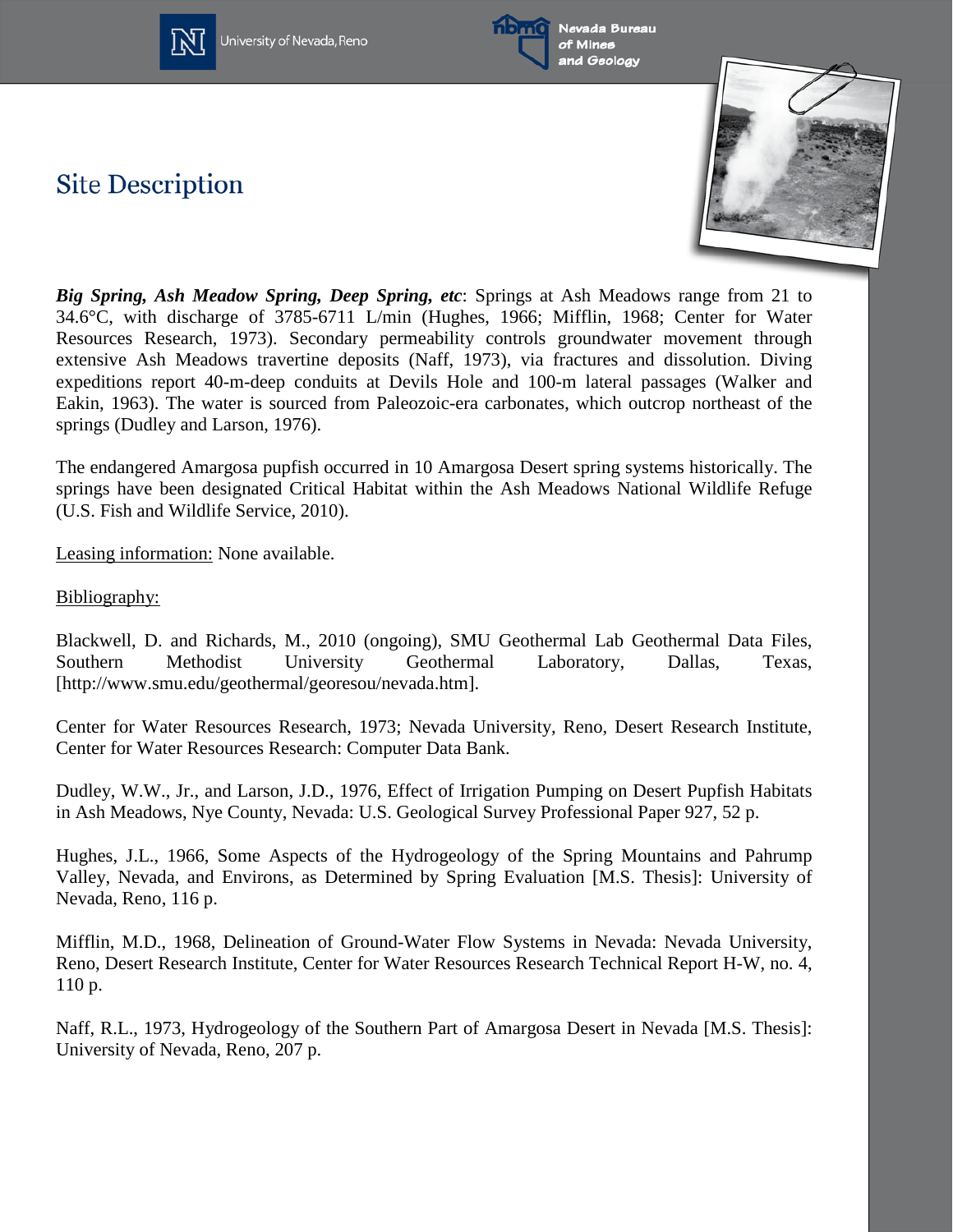# Site Description

***Big Spring, Ash Meadow Spring, Deep Spring, etc***: Springs at Ash Meadows range from 21 to 34.6°C, with discharge of 3785-6711 L/min (Hughes, 1966; Mifflin, 1968; Center for Water Resources Research, 1973). Secondary permeability controls groundwater movement through extensive Ash Meadows travertine deposits (Naff, 1973), via fractures and dissolution. Diving expeditions report 40-m-deep conduits at Devils Hole and 100-m lateral passages (Walker and Eakin, 1963). The water is sourced from Paleozoic-era carbonates, which outcrop northeast of the springs (Dudley and Larson, 1976).

The endangered Amargosa pupfish occurred in 10 Amargosa Desert spring systems historically. The springs have been designated Critical Habitat within the Ash Meadows National Wildlife Refuge (U.S. Fish and Wildlife Service, 2010).

Leasing information: None available.

Bibliography:

Blackwell, D. and Richards, M., 2010 (ongoing), SMU Geothermal Lab Geothermal Data Files, Southern Methodist University Geothermal Laboratory, Dallas, Texas, [http://www.smu.edu/geothermal/georesou/nevada.htm].

Center for Water Resources Research, 1973; Nevada University, Reno, Desert Research Institute, Center for Water Resources Research: Computer Data Bank.

Dudley, W.W., Jr., and Larson, J.D., 1976, Effect of Irrigation Pumping on Desert Pupfish Habitats in Ash Meadows, Nye County, Nevada: U.S. Geological Survey Professional Paper 927, 52 p.

Hughes, J.L., 1966, Some Aspects of the Hydrogeology of the Spring Mountains and Pahrump Valley, Nevada, and Environs, as Determined by Spring Evaluation [M.S. Thesis]: University of Nevada, Reno, 116 p.

Mifflin, M.D., 1968, Delineation of Ground-Water Flow Systems in Nevada: Nevada University, Reno, Desert Research Institute, Center for Water Resources Research Technical Report H-W, no. 4, 110 p.

Naff, R.L., 1973, Hydrogeology of the Southern Part of Amargosa Desert in Nevada [M.S. Thesis]: University of Nevada, Reno, 207 p.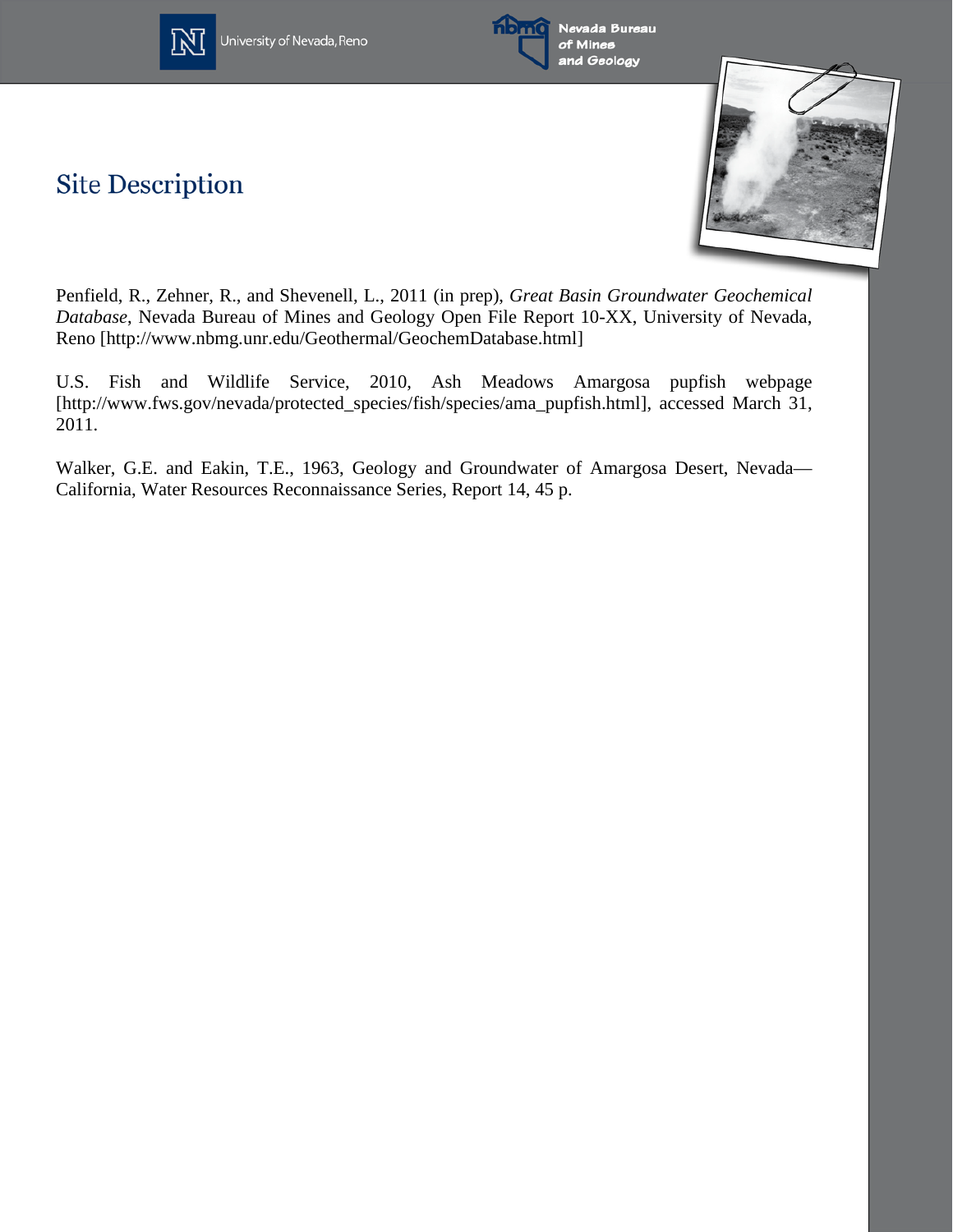# Site Description

Penfield, R., Zehner, R., and Shevenell, L., 2011 (in prep), *Great Basin Groundwater Geochemical Database*, Nevada Bureau of Mines and Geology Open File Report 10-XX, University of Nevada, Reno [http://www.nbmg.unr.edu/Geothermal/GeochemDatabase.html]

U.S. Fish and Wildlife Service, 2010, Ash Meadows Amargosa pupfish webpage [http://www.fws.gov/nevada/protected_species/fish/species/ama_pupfish.html], accessed March 31, 2011.

Walker, G.E. and Eakin, T.E., 1963, Geology and Groundwater of Amargosa Desert, Nevada—California, Water Resources Reconnaissance Series, Report 14, 45 p.